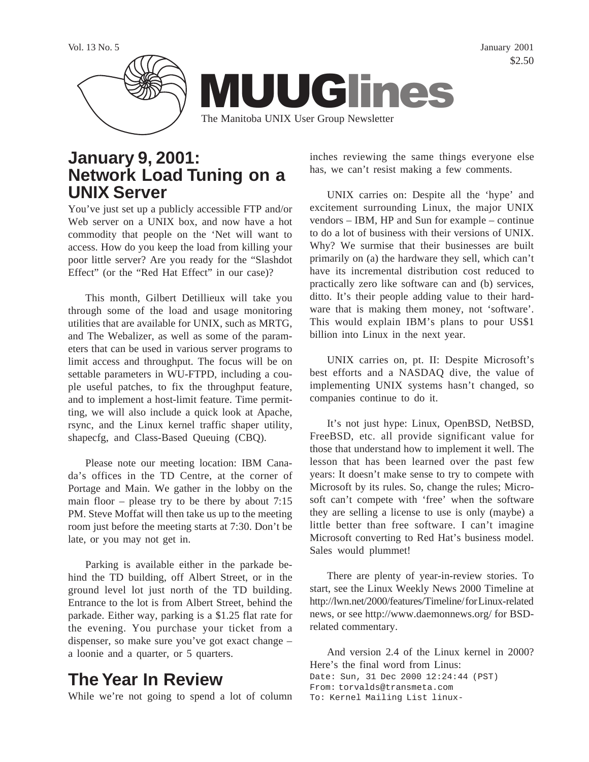Vol. 13 No. 5 January 2001

$2.50

# MUUGlines

The Manitoba UNIX User Group Newsletter

## January 9, 2001: Network Load Tuning on a UNIX Server

You've just set up a publicly accessible FTP and/or Web server on a UNIX box, and now have a hot commodity that people on the 'Net will want to access. How do you keep the load from killing your poor little server? Are you ready for the "Slashdot Effect" (or the "Red Hat Effect" in our case)?

This month, Gilbert Detillieux will take you through some of the load and usage monitoring utilities that are available for UNIX, such as MRTG, and The Webalizer, as well as some of the parameters that can be used in various server programs to limit access and throughput. The focus will be on settable parameters in WU-FTPD, including a couple useful patches, to fix the throughput feature, and to implement a host-limit feature. Time permitting, we will also include a quick look at Apache, rsync, and the Linux kernel traffic shaper utility, shapecfg, and Class-Based Queuing (CBQ).

Please note our meeting location: IBM Canada's offices in the TD Centre, at the corner of Portage and Main. We gather in the lobby on the main floor – please try to be there by about 7:15 PM. Steve Moffat will then take us up to the meeting room just before the meeting starts at 7:30. Don't be late, or you may not get in.

Parking is available either in the parkade behind the TD building, off Albert Street, or in the ground level lot just north of the TD building. Entrance to the lot is from Albert Street, behind the parkade. Either way, parking is a $1.25 flat rate for the evening. You purchase your ticket from a dispenser, so make sure you've got exact change – a loonie and a quarter, or 5 quarters.

## The Year In Review

While we're not going to spend a lot of column inches reviewing the same things everyone else has, we can't resist making a few comments.

UNIX carries on: Despite all the 'hype' and excitement surrounding Linux, the major UNIX vendors – IBM, HP and Sun for example – continue to do a lot of business with their versions of UNIX. Why? We surmise that their businesses are built primarily on (a) the hardware they sell, which can't have its incremental distribution cost reduced to practically zero like software can and (b) services, ditto. It's their people adding value to their hardware that is making them money, not 'software'. This would explain IBM's plans to pour US$1 billion into Linux in the next year.

UNIX carries on, pt. II: Despite Microsoft's best efforts and a NASDAQ dive, the value of implementing UNIX systems hasn't changed, so companies continue to do it.

It's not just hype: Linux, OpenBSD, NetBSD, FreeBSD, etc. all provide significant value for those that understand how to implement it well. The lesson that has been learned over the past few years: It doesn't make sense to try to compete with Microsoft by its rules. So, change the rules; Microsoft can't compete with 'free' when the software they are selling a license to use is only (maybe) a little better than free software. I can't imagine Microsoft converting to Red Hat's business model. Sales would plummet!

There are plenty of year-in-review stories. To start, see the Linux Weekly News 2000 Timeline at http://lwn.net/2000/features/Timeline/ for Linux-related news, or see http://www.daemonnews.org/ for BSD-related commentary.

And version 2.4 of the Linux kernel in 2000? Here's the final word from Linus:

```
Date: Sun, 31 Dec 2000 12:24:44 (PST)
From: torvalds@transmeta.com
To: Kernel Mailing List linux-
```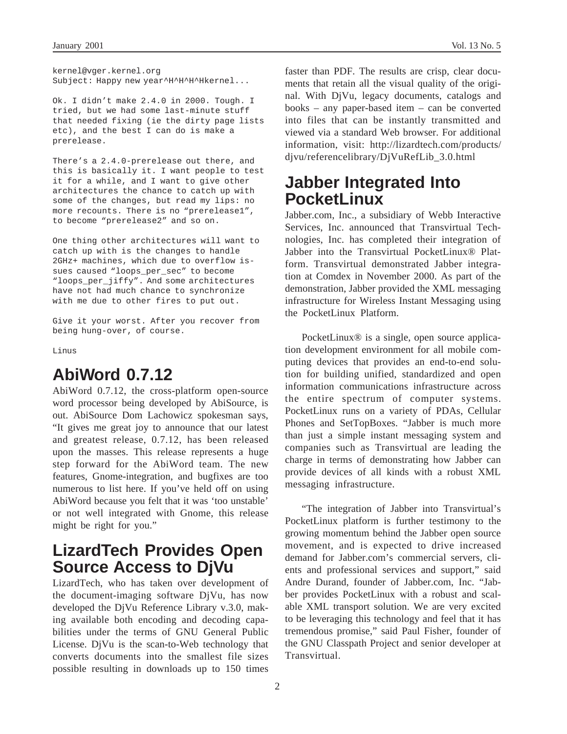```
kernel@vger.kernel.org
Subject: Happy new year^H^H^H^Hkernel...

Ok. I didn't make 2.4.0 in 2000. Tough. I
tried, but we had some last-minute stuff
that needed fixing (ie the dirty page lists
etc), and the best I can do is make a
prerelease.

There's a 2.4.0-prerelease out there, and
this is basically it. I want people to test
it for a while, and I want to give other
architectures the chance to catch up with
some of the changes, but read my lips: no
more recounts. There is no "prerelease1",
to become "prerelease2" and so on.

One thing other architectures will want to
catch up with is the changes to handle
2GHz+ machines, which due to overflow is-
sues caused "loops_per_sec" to become
"loops_per_jiffy". And some architectures
have not had much chance to synchronize
with me due to other fires to put out.

Give it your worst. After you recover from
being hung-over, of course.

Linus
```

## AbiWord 0.7.12

AbiWord 0.7.12, the cross-platform open-source word processor being developed by AbiSource, is out. AbiSource Dom Lachowicz spokesman says, "It gives me great joy to announce that our latest and greatest release, 0.7.12, has been released upon the masses. This release represents a huge step forward for the AbiWord team. The new features, Gnome-integration, and bugfixes are too numerous to list here. If you've held off on using AbiWord because you felt that it was 'too unstable' or not well integrated with Gnome, this release might be right for you."

## LizardTech Provides Open Source Access to DjVu

LizardTech, who has taken over development of the document-imaging software DjVu, has now developed the DjVu Reference Library v.3.0, making available both encoding and decoding capabilities under the terms of GNU General Public License. DjVu is the scan-to-Web technology that converts documents into the smallest file sizes possible resulting in downloads up to 150 times faster than PDF. The results are crisp, clear documents that retain all the visual quality of the original. With DjVu, legacy documents, catalogs and books – any paper-based item – can be converted into files that can be instantly transmitted and viewed via a standard Web browser. For additional information, visit: http://lizardtech.com/products/djvu/referencelibrary/DjVuRefLib_3.0.html

## Jabber Integrated Into PocketLinux

Jabber.com, Inc., a subsidiary of Webb Interactive Services, Inc. announced that Transvirtual Technologies, Inc. has completed their integration of Jabber into the Transvirtual PocketLinux® Platform. Transvirtual demonstrated Jabber integration at Comdex in November 2000. As part of the demonstration, Jabber provided the XML messaging infrastructure for Wireless Instant Messaging using the PocketLinux Platform.

PocketLinux® is a single, open source application development environment for all mobile computing devices that provides an end-to-end solution for building unified, standardized and open information communications infrastructure across the entire spectrum of computer systems. PocketLinux runs on a variety of PDAs, Cellular Phones and SetTopBoxes. "Jabber is much more than just a simple instant messaging system and companies such as Transvirtual are leading the charge in terms of demonstrating how Jabber can provide devices of all kinds with a robust XML messaging infrastructure.

"The integration of Jabber into Transvirtual's PocketLinux platform is further testimony to the growing momentum behind the Jabber open source movement, and is expected to drive increased demand for Jabber.com's commercial servers, clients and professional services and support," said Andre Durand, founder of Jabber.com, Inc. "Jabber provides PocketLinux with a robust and scalable XML transport solution. We are very excited to be leveraging this technology and feel that it has tremendous promise," said Paul Fisher, founder of the GNU Classpath Project and senior developer at Transvirtual.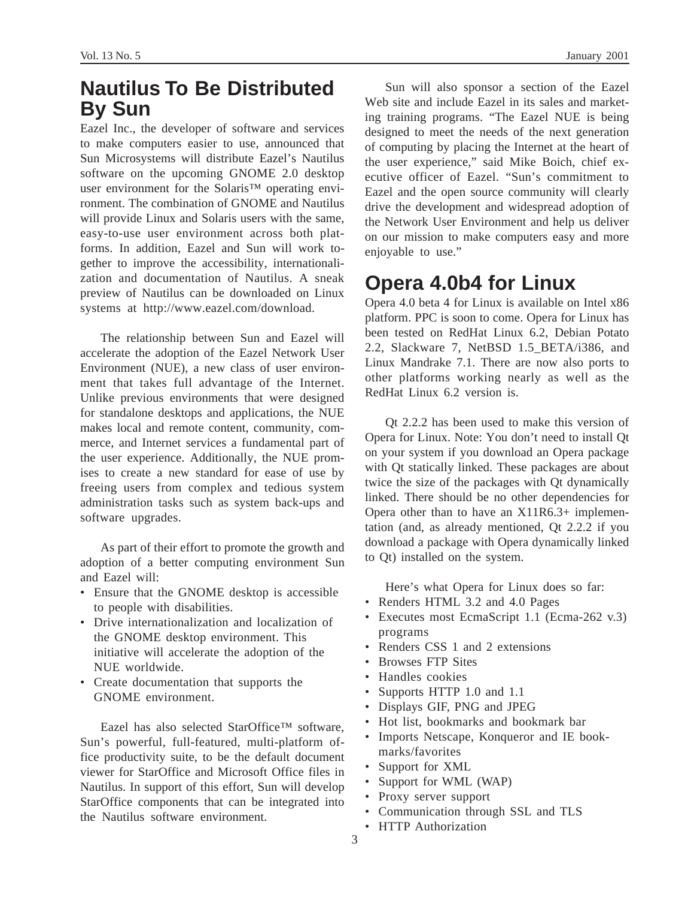## Nautilus To Be Distributed By Sun

Eazel Inc., the developer of software and services to make computers easier to use, announced that Sun Microsystems will distribute Eazel's Nautilus software on the upcoming GNOME 2.0 desktop user environment for the Solaris™ operating environment. The combination of GNOME and Nautilus will provide Linux and Solaris users with the same, easy-to-use user environment across both platforms. In addition, Eazel and Sun will work together to improve the accessibility, internationalization and documentation of Nautilus. A sneak preview of Nautilus can be downloaded on Linux systems at http://www.eazel.com/download.

The relationship between Sun and Eazel will accelerate the adoption of the Eazel Network User Environment (NUE), a new class of user environment that takes full advantage of the Internet. Unlike previous environments that were designed for standalone desktops and applications, the NUE makes local and remote content, community, commerce, and Internet services a fundamental part of the user experience. Additionally, the NUE promises to create a new standard for ease of use by freeing users from complex and tedious system administration tasks such as system back-ups and software upgrades.

As part of their effort to promote the growth and adoption of a better computing environment Sun and Eazel will:

- Ensure that the GNOME desktop is accessible to people with disabilities.
- Drive internationalization and localization of the GNOME desktop environment. This initiative will accelerate the adoption of the NUE worldwide.
- Create documentation that supports the GNOME environment.

Eazel has also selected StarOffice™ software, Sun's powerful, full-featured, multi-platform office productivity suite, to be the default document viewer for StarOffice and Microsoft Office files in Nautilus. In support of this effort, Sun will develop StarOffice components that can be integrated into the Nautilus software environment.

Sun will also sponsor a section of the Eazel Web site and include Eazel in its sales and marketing training programs. "The Eazel NUE is being designed to meet the needs of the next generation of computing by placing the Internet at the heart of the user experience," said Mike Boich, chief executive officer of Eazel. "Sun's commitment to Eazel and the open source community will clearly drive the development and widespread adoption of the Network User Environment and help us deliver on our mission to make computers easy and more enjoyable to use."

## Opera 4.0b4 for Linux

Opera 4.0 beta 4 for Linux is available on Intel x86 platform. PPC is soon to come. Opera for Linux has been tested on RedHat Linux 6.2, Debian Potato 2.2, Slackware 7, NetBSD 1.5_BETA/i386, and Linux Mandrake 7.1. There are now also ports to other platforms working nearly as well as the RedHat Linux 6.2 version is.

Qt 2.2.2 has been used to make this version of Opera for Linux. Note: You don't need to install Qt on your system if you download an Opera package with Qt statically linked. These packages are about twice the size of the packages with Qt dynamically linked. There should be no other dependencies for Opera other than to have an X11R6.3+ implementation (and, as already mentioned, Qt 2.2.2 if you download a package with Opera dynamically linked to Qt) installed on the system.

Here's what Opera for Linux does so far:

- Renders HTML 3.2 and 4.0 Pages
- Executes most EcmaScript 1.1 (Ecma-262 v.3) programs
- Renders CSS 1 and 2 extensions
- Browses FTP Sites
- Handles cookies
- Supports HTTP 1.0 and 1.1
- Displays GIF, PNG and JPEG
- Hot list, bookmarks and bookmark bar
- Imports Netscape, Konqueror and IE bookmarks/favorites
- Support for XML
- Support for WML (WAP)
- Proxy server support
- Communication through SSL and TLS
- HTTP Authorization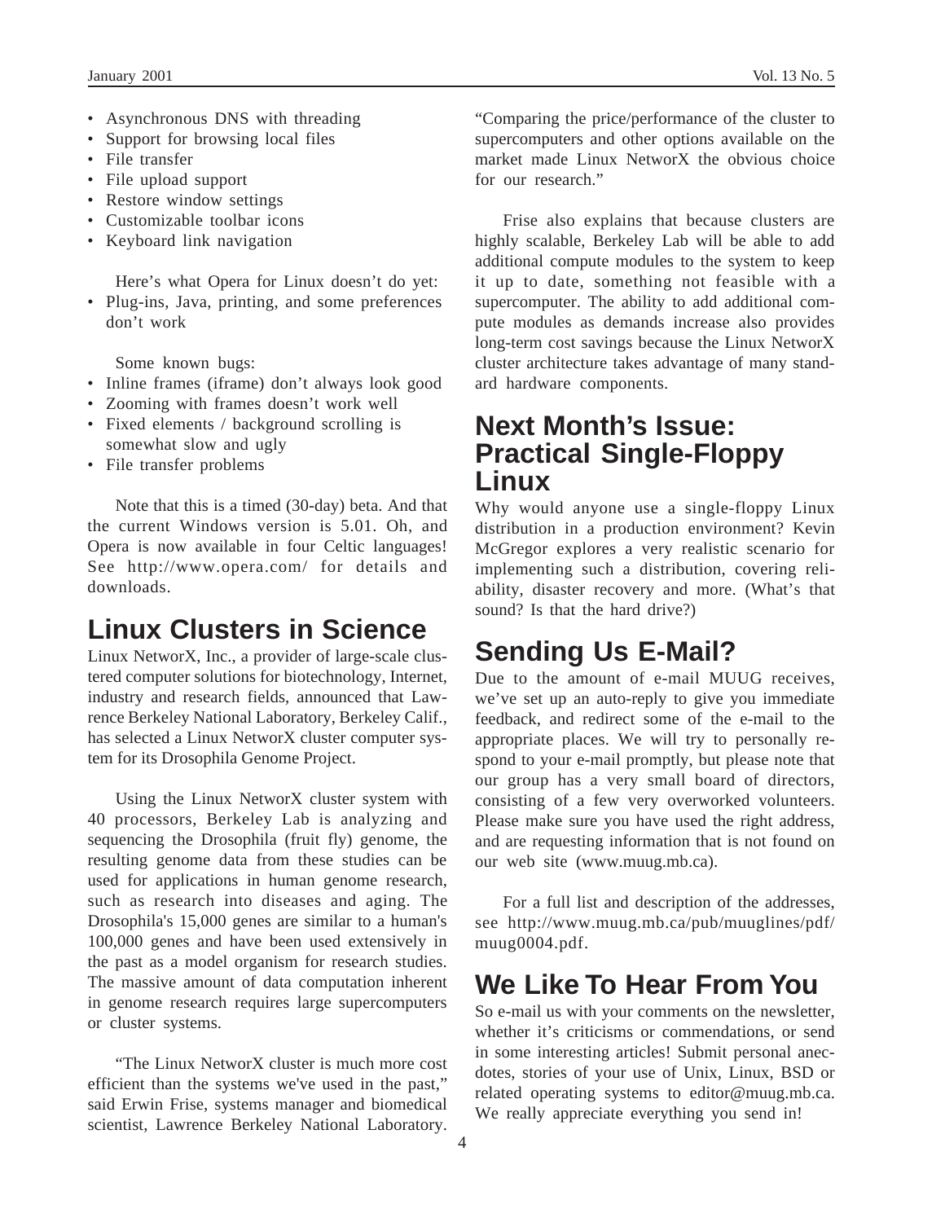- Asynchronous DNS with threading
- Support for browsing local files
- File transfer
- File upload support
- Restore window settings
- Customizable toolbar icons
- Keyboard link navigation

Here's what Opera for Linux doesn't do yet:

- Plug-ins, Java, printing, and some preferences don't work

Some known bugs:

- Inline frames (iframe) don't always look good
- Zooming with frames doesn't work well
- Fixed elements / background scrolling is somewhat slow and ugly
- File transfer problems

Note that this is a timed (30-day) beta. And that the current Windows version is 5.01. Oh, and Opera is now available in four Celtic languages! See http://www.opera.com/ for details and downloads.

# Linux Clusters in Science

Linux NetworX, Inc., a provider of large-scale clustered computer solutions for biotechnology, Internet, industry and research fields, announced that Lawrence Berkeley National Laboratory, Berkeley Calif., has selected a Linux NetworX cluster computer system for its Drosophila Genome Project.

Using the Linux NetworX cluster system with 40 processors, Berkeley Lab is analyzing and sequencing the Drosophila (fruit fly) genome, the resulting genome data from these studies can be used for applications in human genome research, such as research into diseases and aging. The Drosophila's 15,000 genes are similar to a human's 100,000 genes and have been used extensively in the past as a model organism for research studies. The massive amount of data computation inherent in genome research requires large supercomputers or cluster systems.

"The Linux NetworX cluster is much more cost efficient than the systems we've used in the past," said Erwin Frise, systems manager and biomedical scientist, Lawrence Berkeley National Laboratory. "Comparing the price/performance of the cluster to supercomputers and other options available on the market made Linux NetworX the obvious choice for our research."

Frise also explains that because clusters are highly scalable, Berkeley Lab will be able to add additional compute modules to the system to keep it up to date, something not feasible with a supercomputer. The ability to add additional compute modules as demands increase also provides long-term cost savings because the Linux NetworX cluster architecture takes advantage of many standard hardware components.

# Next Month's Issue: Practical Single-Floppy Linux

Why would anyone use a single-floppy Linux distribution in a production environment? Kevin McGregor explores a very realistic scenario for implementing such a distribution, covering reliability, disaster recovery and more. (What's that sound? Is that the hard drive?)

# Sending Us E-Mail?

Due to the amount of e-mail MUUG receives, we've set up an auto-reply to give you immediate feedback, and redirect some of the e-mail to the appropriate places. We will try to personally respond to your e-mail promptly, but please note that our group has a very small board of directors, consisting of a few very overworked volunteers. Please make sure you have used the right address, and are requesting information that is not found on our web site (www.muug.mb.ca).

For a full list and description of the addresses, see http://www.muug.mb.ca/pub/muuglines/pdf/muug0004.pdf.

# We Like To Hear From You

So e-mail us with your comments on the newsletter, whether it's criticisms or commendations, or send in some interesting articles! Submit personal anecdotes, stories of your use of Unix, Linux, BSD or related operating systems to editor@muug.mb.ca. We really appreciate everything you send in!